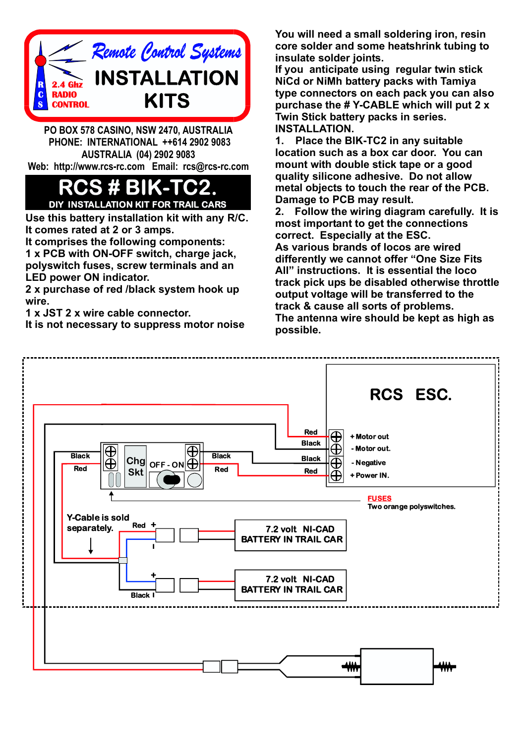# Remote Control Systems INSTALLATION KITS

R C S 2.4 Ghz RADIO CONTROL

PO BOX 578 CASINO, NSW 2470, AUSTRALIA
PHONE: INTERNATIONAL ++614 2902 9083
AUSTRALIA (04) 2902 9083
Web: http://www.rcs-rc.com Email: rcs@rcs-rc.com

## RCS # BIK-TC2.

### DIY INSTALLATION KIT FOR TRAIL CARS

Use this battery installation kit with any R/C.
It comes rated at 2 or 3 amps.
It comprises the following components:
1 x PCB with ON-OFF switch, charge jack, polyswitch fuses, screw terminals and an LED power ON indicator.
2 x purchase of red /black system hook up wire.
1 x JST 2 x wire cable connector.
It is not necessary to suppress motor noise

You will need a small soldering iron, resin core solder and some heatshrink tubing to insulate solder joints.
If you anticipate using regular twin stick NiCd or NiMh battery packs with Tamiya type connectors on each pack you can also purchase the # Y-CABLE which will put 2 x Twin Stick battery packs in series.

INSTALLATION.

1. Place the BIK-TC2 in any suitable location such as a box car door. You can mount with double stick tape or a good quality silicone adhesive. Do not allow metal objects to touch the rear of the PCB. Damage to PCB may result.

2. Follow the wiring diagram carefully. It is most important to get the connections correct. Especially at the ESC.

As various brands of locos are wired differently we cannot offer "One Size Fits All" instructions. It is essential the loco track pick ups be disabled otherwise throttle output voltage will be transferred to the track & cause all sorts of problems.

The antenna wire should be kept as high as possible.

RCS ESC.
Red — + Motor out
Black — - Motor out.
Black — - Negative
Red — + Power IN.

Black / Red — Chg Skt — OFF - ON — Black / Red

FUSES
Two orange polyswitches.

Y-Cable is sold separately.

Red + / - — 7.2 volt NI-CAD BATTERY IN TRAIL CAR
+ / Black - — 7.2 volt NI-CAD BATTERY IN TRAIL CAR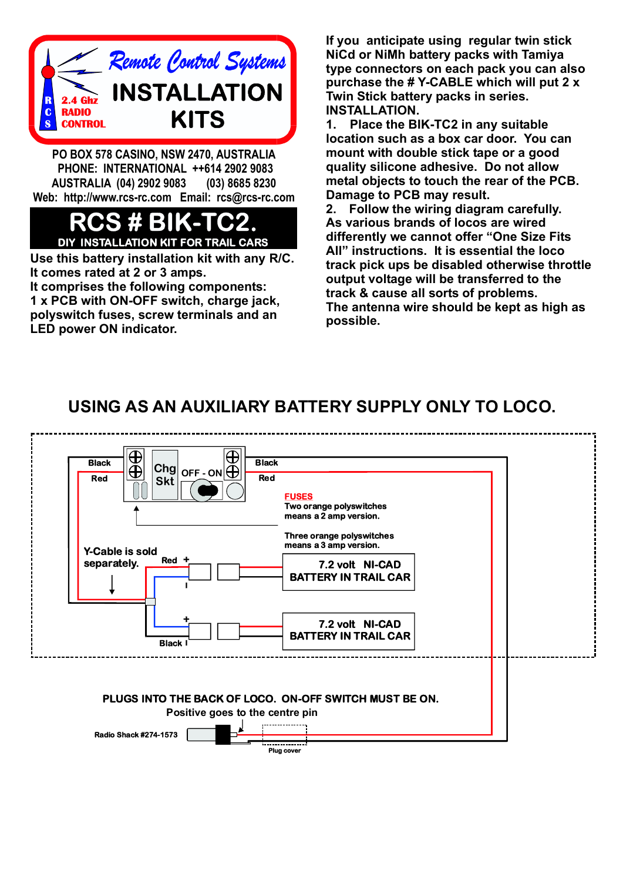# Remote Control Systems INSTALLATION KITS

2.4 Ghz RADIO CONTROL

PO BOX 578 CASINO, NSW 2470, AUSTRALIA
PHONE: INTERNATIONAL ++614 2902 9083
AUSTRALIA (04) 2902 9083 (03) 8685 8230
Web: http://www.rcs-rc.com Email: rcs@rcs-rc.com

## RCS # BIK-TC2.

**DIY INSTALLATION KIT FOR TRAIL CARS**

**Use this battery installation kit with any R/C. It comes rated at 2 or 3 amps.**
**It comprises the following components:**
**1 x PCB with ON-OFF switch, charge jack, polyswitch fuses, screw terminals and an LED power ON indicator.**

**If you anticipate using regular twin stick NiCd or NiMh battery packs with Tamiya type connectors on each pack you can also purchase the # Y-CABLE which will put 2 x Twin Stick battery packs in series.**

**INSTALLATION.**

1. **Place the BIK-TC2 in any suitable location such as a box car door. You can mount with double stick tape or a good quality silicone adhesive. Do not allow metal objects to touch the rear of the PCB. Damage to PCB may result.**
2. **Follow the wiring diagram carefully. As various brands of locos are wired differently we cannot offer "One Size Fits All" instructions. It is essential the loco track pick ups be disabled otherwise throttle output voltage will be transferred to the track & cause all sorts of problems.**

**The antenna wire should be kept as high as possible.**

## USING AS AN AUXILIARY BATTERY SUPPLY ONLY TO LOCO.

Black
Red
Chg Skt
OFF - ON
Black
Red

FUSES
Two orange polyswitches means a 2 amp version.
Three orange polyswitches means a 3 amp version.

Y-Cable is sold separately.
Red +
Black
7.2 volt NI-CAD BATTERY IN TRAIL CAR
7.2 volt NI-CAD BATTERY IN TRAIL CAR

**PLUGS INTO THE BACK OF LOCO. ON-OFF SWITCH MUST BE ON.**
**Positive goes to the centre pin**

Radio Shack #274-1573
Plug cover